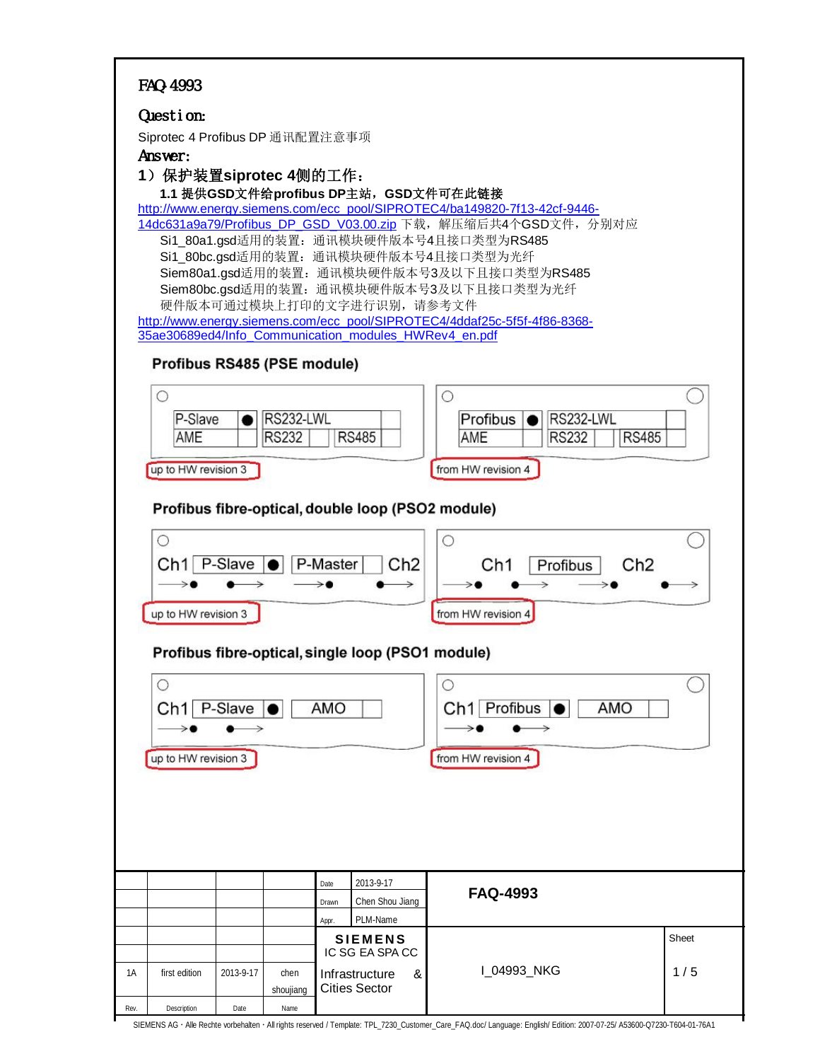# FAQ 4993

## Question:

Siprotec 4 Profibus DP 通讯配置注意事项

## Answer:

### 1）保护装置siprotec 4侧的工作：

**1.1 提供GSD文件给profibus DP主站，GSD文件可在此链接**

http://www.energy.siemens.com/ecc_pool/SIPROTEC4/ba149820-7f13-42cf-9446-14dc631a9a79/Profibus_DP_GSD_V03.00.zip 下载，解压缩后共4个GSD文件，分别对应

Si1_80a1.gsd适用的装置：通讯模块硬件版本号4且接口类型为RS485

Si1_80bc.gsd适用的装置：通讯模块硬件版本号4且接口类型为光纤

Siem80a1.gsd适用的装置：通讯模块硬件版本号3及以下且接口类型为RS485

Siem80bc.gsd适用的装置：通讯模块硬件版本号3及以下且接口类型为光纤

硬件版本可通过模块上打印的文字进行识别，请参考文件

http://www.energy.siemens.com/ecc_pool/SIPROTEC4/4ddaf25c-5f5f-4f86-8368-35ae30689ed4/Info_Communication_modules_HWRev4_en.pdf

**Profibus RS485 (PSE module)**

| up to HW revision 3 | from HW revision 4 |
|---|---|
| P-Slave ● AME / RS232-LWL RS232 RS485 | Profibus ● AME / RS232-LWL RS232 RS485 |

**Profibus fibre-optical, double loop (PSO2 module)**

| up to HW revision 3 | from HW revision 4 |
|---|---|
| Ch1 P-Slave ● P-Master Ch2 | Ch1 Profibus Ch2 |

**Profibus fibre-optical, single loop (PSO1 module)**

| up to HW revision 3 | from HW revision 4 |
|---|---|
| Ch1 P-Slave ● AMO | Ch1 Profibus ● AMO |

| | | | | Date | 2013-9-17 | FAQ-4993 | |
|---|---|---|---|---|---|---|---|
| | | | | Drawn | Chen Shou Jiang | | |
| | | | | Appr. | PLM-Name | | |
| | | | | SIEMENS IC SG EA SPA CC | | | Sheet |
| 1A | first edition | 2013-9-17 | chen shoujiang | Infrastructure & Cities Sector | | I_04993_NKG | 1 / 5 |
| Rev. | Description | Date | Name | | | | |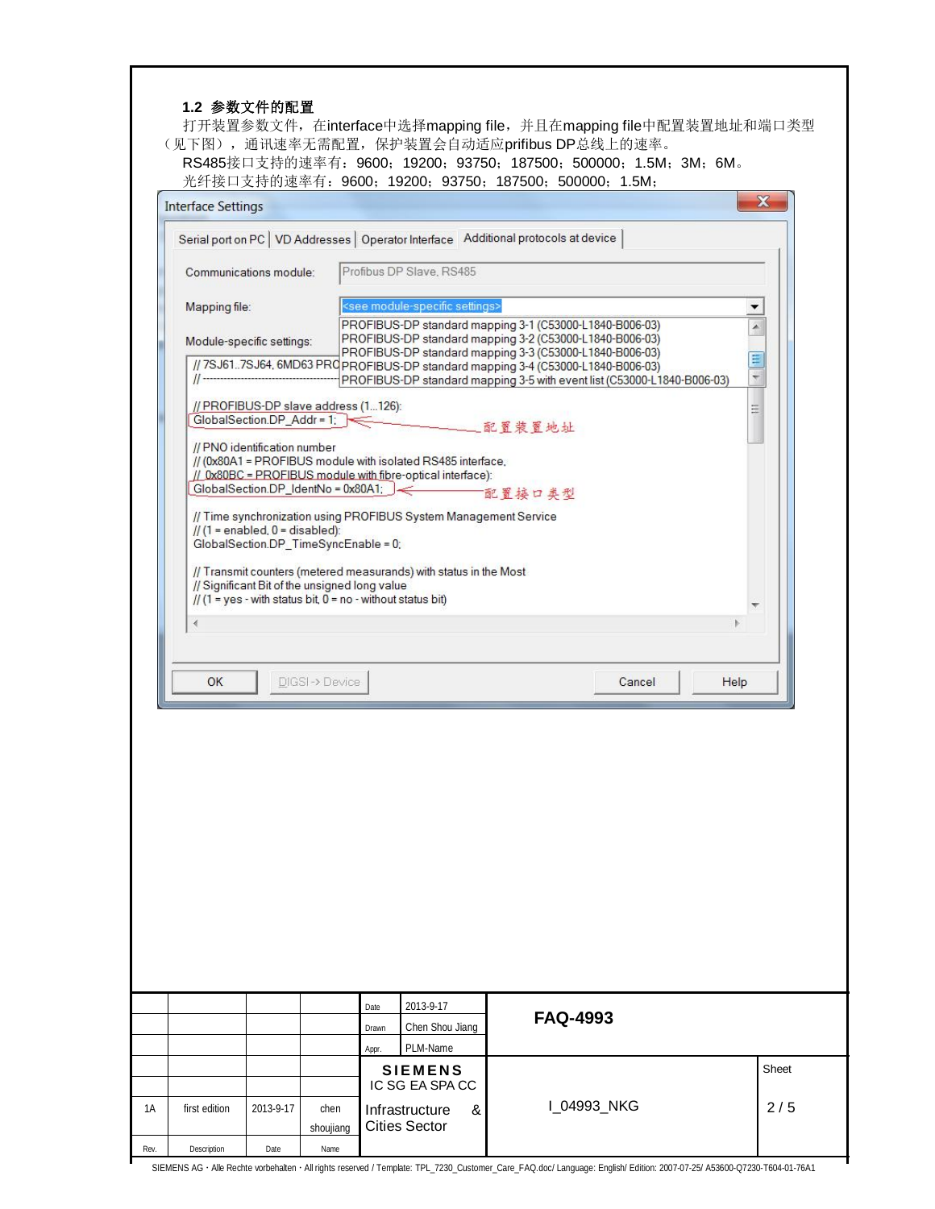**1.2 参数文件的配置**

打开装置参数文件，在interface中选择mapping file，并且在mapping file中配置装置地址和端口类型（见下图），通讯速率无需配置，保护装置会自动适应prifibus DP总线上的速率。

RS485接口支持的速率有：9600；19200；93750；187500；500000；1.5M；3M；6M。

光纤接口支持的速率有：9600；19200；93750；187500；500000；1.5M；

Interface Settings

Serial port on PC | VD Addresses | Operator Interface | Additional protocols at device

Communications module: Profibus DP Slave, RS485

Mapping file: <see module-specific settings>

- PROFIBUS-DP standard mapping 3-1 (C53000-L1840-B006-03)
- PROFIBUS-DP standard mapping 3-2 (C53000-L1840-B006-03)
- PROFIBUS-DP standard mapping 3-3 (C53000-L1840-B006-03)
- PROFIBUS-DP standard mapping 3-4 (C53000-L1840-B006-03)
- PROFIBUS-DP standard mapping 3-5 with event list (C53000-L1840-B006-03)

Module-specific settings:

```
// 7SJ61..7SJ64, 6MD63 PRO
// -----------------------

// PROFIBUS-DP slave address (1...126):
GlobalSection.DP_Addr = 1;          配置装置地址

// PNO identification number
// (0x80A1 = PROFIBUS module with isolated RS485 interface,
//  0x80BC = PROFIBUS module with fibre-optical interface):
GlobalSection.DP_IdentNo = 0x80A1;  配置接口类型

// Time synchronization using PROFIBUS System Management Service
// (1 = enabled, 0 = disabled):
GlobalSection.DP_TimeSyncEnable = 0;

// Transmit counters (metered measurands) with status in the Most
// Significant Bit of the unsigned long value
// (1 = yes - with status bit, 0 = no - without status bit)
```

OK | DIGSI -> Device | Cancel | Help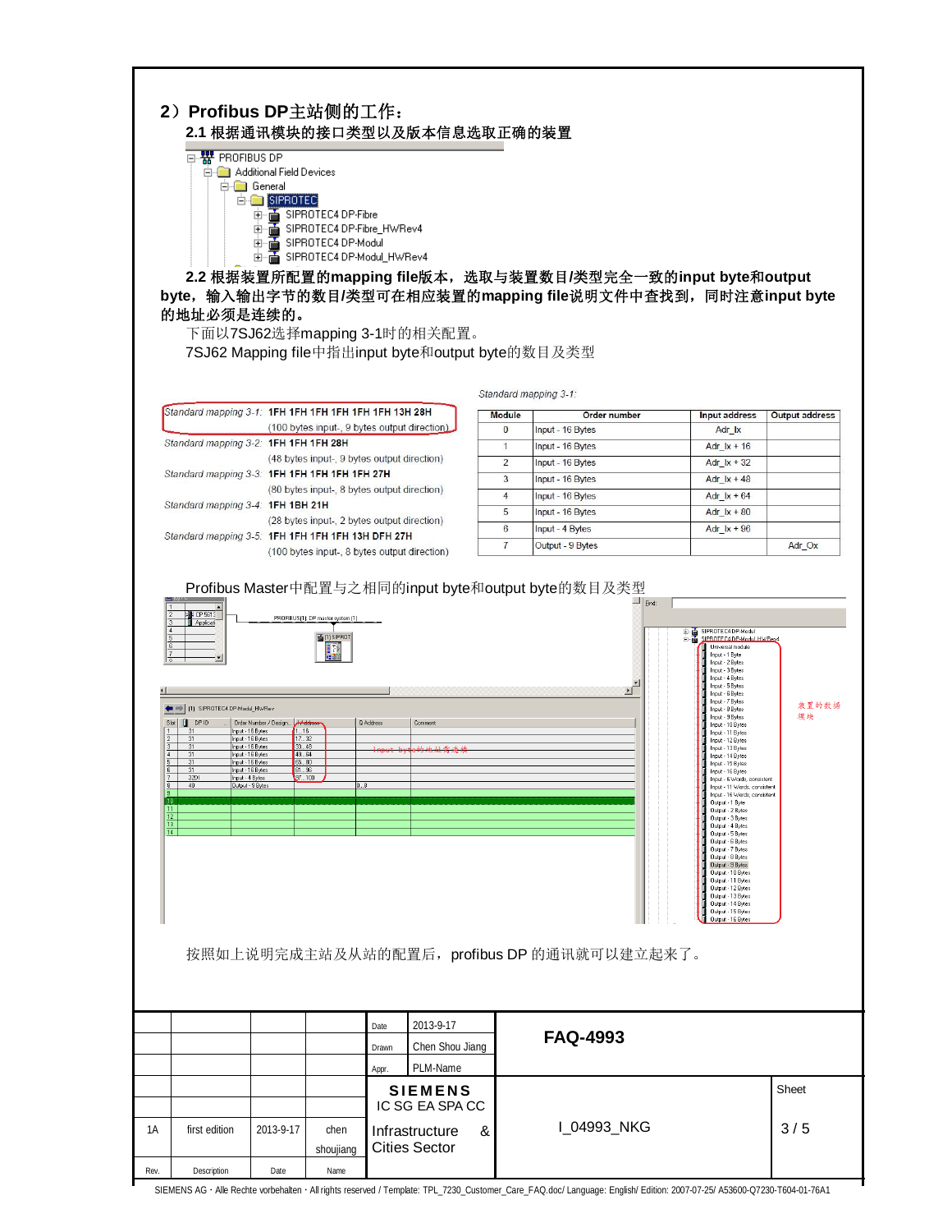## 2）Profibus DP主站侧的工作：

### 2.1 根据通讯模块的接口类型以及版本信息选取正确的装置

- PROFIBUS DP
  - Additional Field Devices
    - General
      - SIPROTEC
        - SIPROTEC4 DP-Fibre
        - SIPROTEC4 DP-Fibre_HWRev4
        - SIPROTEC4 DP-Modul
        - SIPROTEC4 DP-Modul_HWRev4

**2.2 根据装置所配置的mapping file版本，选取与装置数目/类型完全一致的input byte和output byte，输入输出字节的数目/类型可在相应装置的mapping file说明文件中查找到，同时注意input byte的地址必须是连续的。**

下面以7SJ62选择mapping 3-1时的相关配置。

7SJ62 Mapping file中指出input byte和output byte的数目及类型

*Standard mapping 3-1:* **1FH 1FH 1FH 1FH 1FH 1FH 13H 28H**
(100 bytes input-, 9 bytes output direction)

*Standard mapping 3-2:* **1FH 1FH 1FH 28H**
(48 bytes input-, 9 bytes output direction)

*Standard mapping 3-3:* **1FH 1FH 1FH 1FH 1FH 27H**
(80 bytes input-, 8 bytes output direction)

*Standard mapping 3-4:* **1FH 1BH 21H**
(28 bytes input-, 2 bytes output direction)

*Standard mapping 3-5:* **1FH 1FH 1FH 1FH 13H DFH 27H**
(100 bytes input-, 8 bytes output direction)

*Standard mapping 3-1:*

| Module | Order number | Input address | Output address |
|---|---|---|---|
| 0 | Input - 16 Bytes | Adr_Ix | |
| 1 | Input - 16 Bytes | Adr_Ix + 16 | |
| 2 | Input - 16 Bytes | Adr_Ix + 32 | |
| 3 | Input - 16 Bytes | Adr_Ix + 48 | |
| 4 | Input - 16 Bytes | Adr_Ix + 64 | |
| 5 | Input - 16 Bytes | Adr_Ix + 80 | |
| 6 | Input - 4 Bytes | Adr_Ix + 96 | |
| 7 | Output - 9 Bytes | | Adr_Ox |

Profibus Master中配置与之相同的input byte和output byte的数目及类型

| Slot | DP ID | Order Number / Designation | I Address | Q Address | Comment |
|---|---|---|---|---|---|
| 1 | 31 | Input - 16 Bytes | 1...16 | | |
| 2 | 31 | Input - 16 Bytes | 17...32 | | |
| 3 | 31 | Input - 16 Bytes | 33...48 | | |
| 4 | 31 | Input - 16 Bytes | 49...64 | | |
| 5 | 31 | Input - 16 Bytes | 65...80 | | |
| 6 | 31 | Input - 16 Bytes | 81...96 | | |
| 7 | 3201 | Input - 4 Bytes | 97...100 | | |
| 8 | 40 | Output - 9 Bytes | | 0...8 | |

Input byte的地址需连续

装置的数据模块

按照如上说明完成主站及从站的配置后，profibus DP 的通讯就可以建立起来了。

| | | | | Date | 2013-9-17 | FAQ-4993 | |
|---|---|---|---|---|---|---|---|
| | | | | Drawn | Chen Shou Jiang | | |
| | | | | Appr. | PLM-Name | | |
| | | | | SIEMENS IC SG EA SPA CC | | I_04993_NKG | Sheet 3 / 5 |
| 1A | first edition | 2013-9-17 | chen shoujiang | Infrastructure & Cities Sector | | | |
| Rev. | Description | Date | Name | | | | |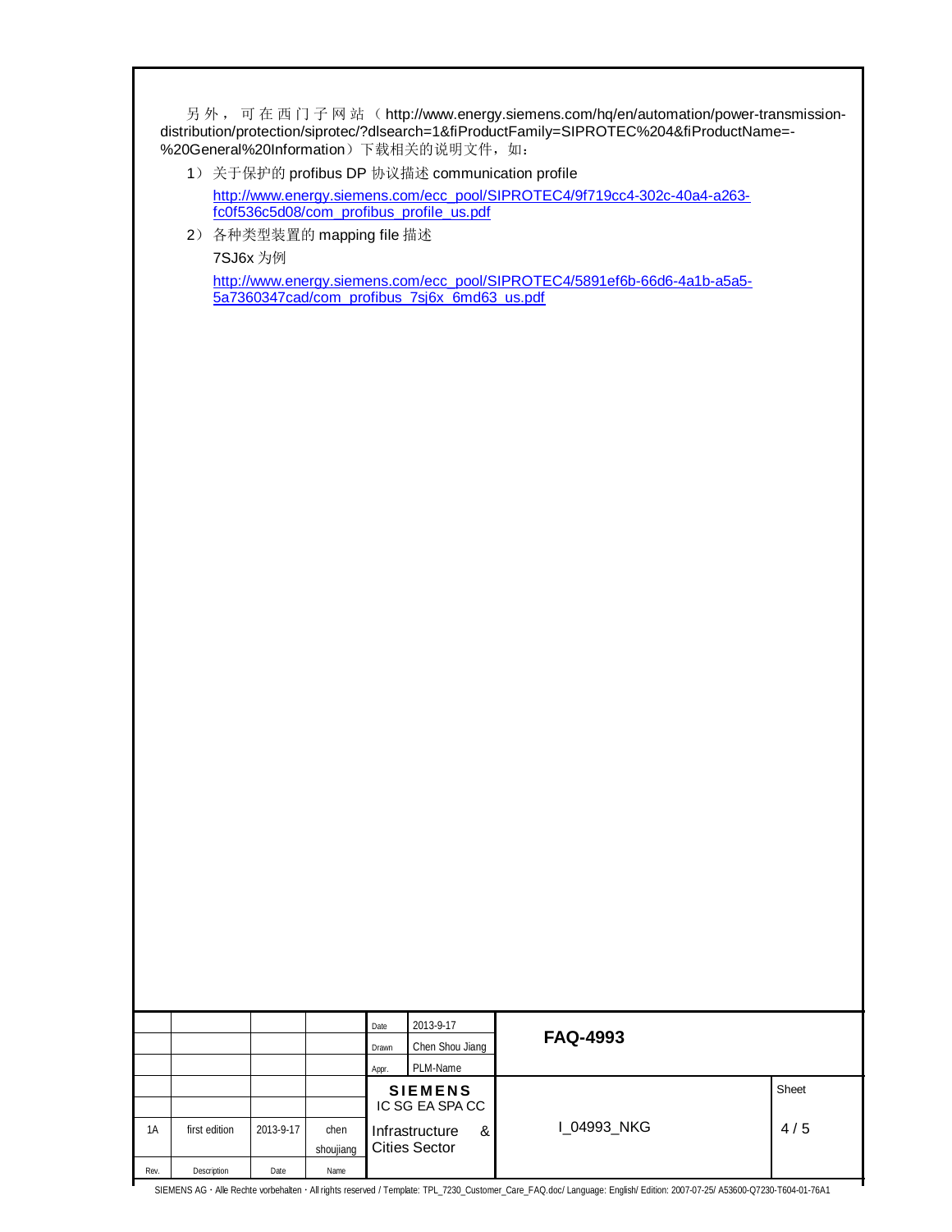另外，可在西门子网站（http://www.energy.siemens.com/hq/en/automation/power-transmission-distribution/protection/siprotec/?dlsearch=1&fiProductFamily=SIPROTEC%204&fiProductName=-%20General%20Information）下载相关的说明文件，如：

1）关于保护的 profibus DP 协议描述 communication profile

   http://www.energy.siemens.com/ecc_pool/SIPROTEC4/9f719cc4-302c-40a4-a263-fc0f536c5d08/com_profibus_profile_us.pdf

2）各种类型装置的 mapping file 描述

   7SJ6x 为例

   http://www.energy.siemens.com/ecc_pool/SIPROTEC4/5891ef6b-66d6-4a1b-a5a5-5a7360347cad/com_profibus_7sj6x_6md63_us.pdf

| | | | | Date | 2013-9-17 | FAQ-4993 | |
|---|---|---|---|---|---|---|---|
| | | | | Drawn | Chen Shou Jiang | | |
| | | | | Appr. | PLM-Name | | |
| | | | | SIEMENS IC SG EA SPA CC | | I_04993_NKG | Sheet |
| 1A | first edition | 2013-9-17 | chen shoujiang | Infrastructure & Cities Sector | | | |
| Rev. | Description | Date | Name | | | | |

SIEMENS AG · Alle Rechte vorbehalten · All rights reserved / Template: TPL_7230_Customer_Care_FAQ.doc/ Language: English/ Edition: 2007-07-25/ A53600-Q7230-T604-01-76A1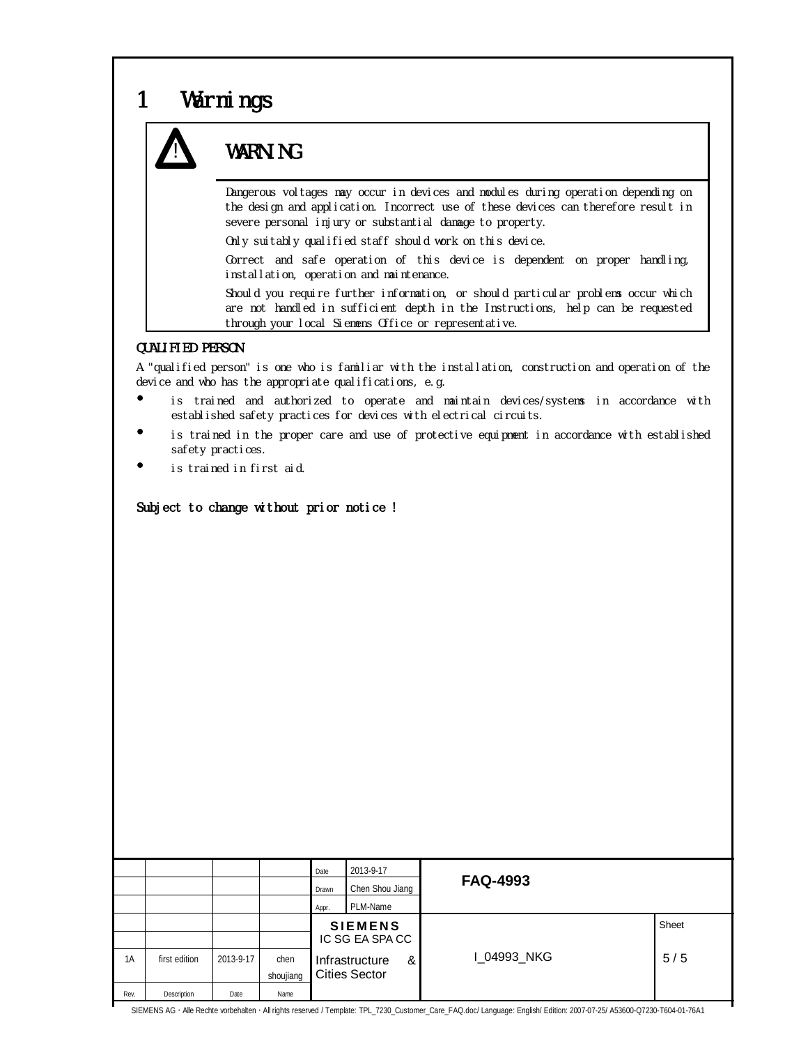# 1 Warnings

## WARNING

Dangerous voltages may occur in devices and modules during operation depending on the design and application. Incorrect use of these devices can therefore result in severe personal injury or substantial damage to property.

Only suitably qualified staff should work on this device.

Correct and safe operation of this device is dependent on proper handling, installation, operation and maintenance.

Should you require further information, or should particular problems occur which are not handled in sufficient depth in the Instructions, help can be requested through your local Siemens Office or representative.

QUALIFIED PERSON

A "qualified person" is one who is familiar with the installation, construction and operation of the device and who has the appropriate qualifications, e.g.

- is trained and authorized to operate and maintain devices/systems in accordance with established safety practices for devices with electrical circuits.
- is trained in the proper care and use of protective equipment in accordance with established safety practices.
- is trained in first aid.

Subject to change without prior notice !

| | | | | | | | | |
|---|---|---|---|---|---|---|---|---|
| | | | | Date | 2013-9-17 | FAQ-4993 | | |
| | | | | Drawn | Chen Shou Jiang | | | |
| | | | | Appr. | PLM-Name | | | |
| | | | | SIEMENS IC SG EA SPA CC | | I_04993_NKG | Sheet | |
| | | | | | | | | |
| 1A | first edition | 2013-9-17 | chen shoujiang | Infrastructure & Cities Sector | | | 5 / 5 | |
| Rev. | Description | Date | Name | | | | | |

SIEMENS AG · Alle Rechte vorbehalten · All rights reserved / Template: TPL_7230_Customer_Care_FAQ.doc/ Language: English/ Edition: 2007-07-25/ A53600-Q7230-T604-01-76A1